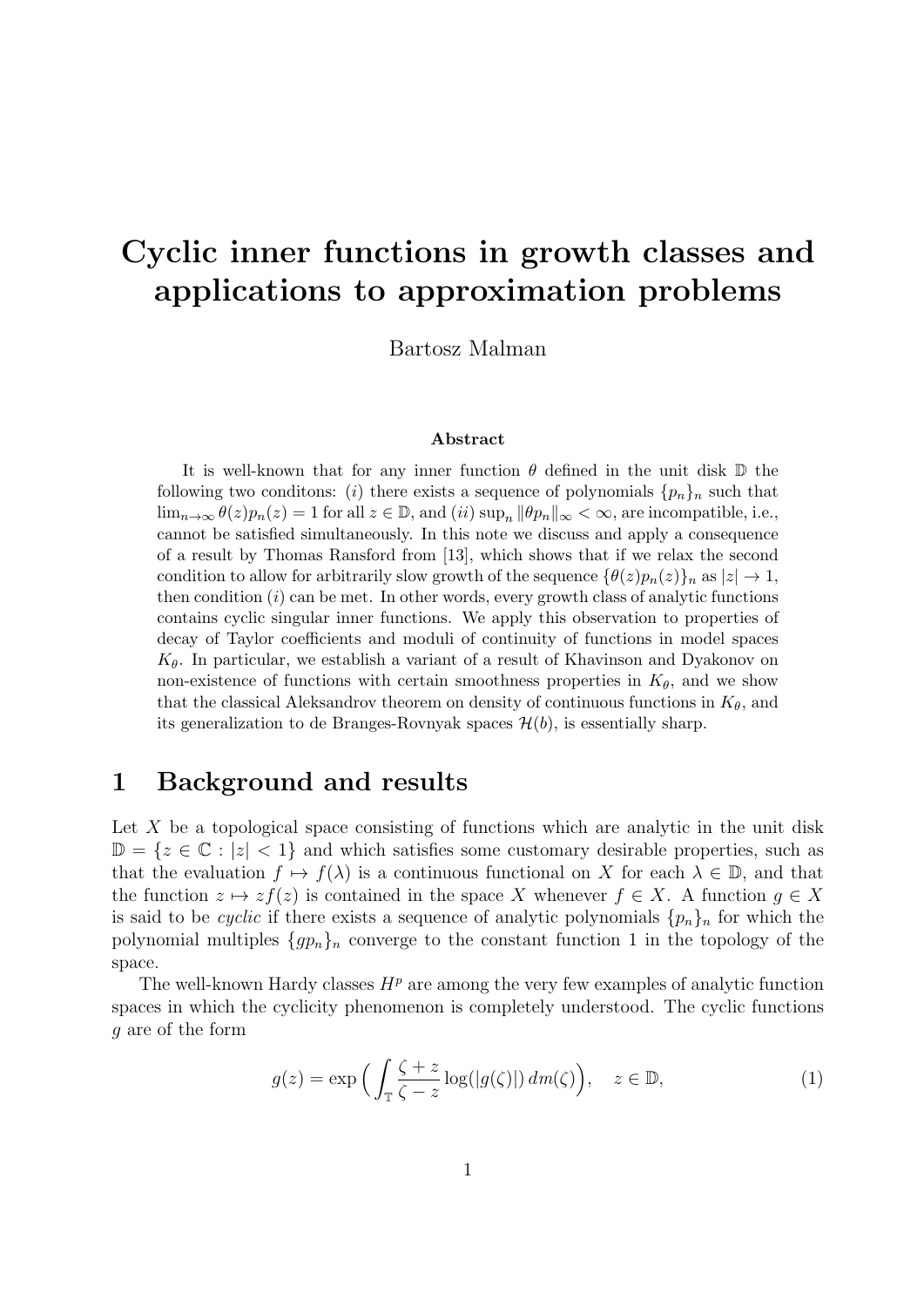# Cyclic inner functions in growth classes and applications to approximation problems

Bartosz Malman

### Abstract

It is well-known that for any inner function $\theta$ defined in the unit disk $\mathbb{D}$ the following two conditons: $(i)$ there exists a sequence of polynomials $\{p_n\}_n$ such that $\lim_{n\to\infty} \theta(z)p_n(z) = 1$ for all $z \in \mathbb{D}$, and $(ii)$ $\sup_n \|\theta p_n\|_\infty < \infty$, are incompatible, i.e., cannot be satisfied simultaneously. In this note we discuss and apply a consequence of a result by Thomas Ransford from [13], which shows that if we relax the second condition to allow for arbitrarily slow growth of the sequence $\{\theta(z)p_n(z)\}_n$ as $|z| \to 1$, then condition $(i)$ can be met. In other words, every growth class of analytic functions contains cyclic singular inner functions. We apply this observation to properties of decay of Taylor coefficients and moduli of continuity of functions in model spaces $K_\theta$. In particular, we establish a variant of a result of Khavinson and Dyakonov on non-existence of functions with certain smoothness properties in $K_\theta$, and we show that the classical Aleksandrov theorem on density of continuous functions in $K_\theta$, and its generalization to de Branges-Rovnyak spaces $\mathcal{H}(b)$, is essentially sharp.

## 1 Background and results

Let $X$ be a topological space consisting of functions which are analytic in the unit disk $\mathbb{D} = \{z \in \mathbb{C} : |z| < 1\}$ and which satisfies some customary desirable properties, such as that the evaluation $f \mapsto f(\lambda)$ is a continuous functional on $X$ for each $\lambda \in \mathbb{D}$, and that the function $z \mapsto zf(z)$ is contained in the space $X$ whenever $f \in X$. A function $g \in X$ is said to be *cyclic* if there exists a sequence of analytic polynomials $\{p_n\}_n$ for which the polynomial multiples $\{gp_n\}_n$ converge to the constant function 1 in the topology of the space.

The well-known Hardy classes $H^p$ are among the very few examples of analytic function spaces in which the cyclicity phenomenon is completely understood. The cyclic functions $g$ are of the form

$$g(z) = \exp\Big(\int_{\mathbb{T}} \frac{\zeta + z}{\zeta - z} \log(|g(\zeta)|)\, dm(\zeta)\Big), \quad z \in \mathbb{D}, \tag{1}$$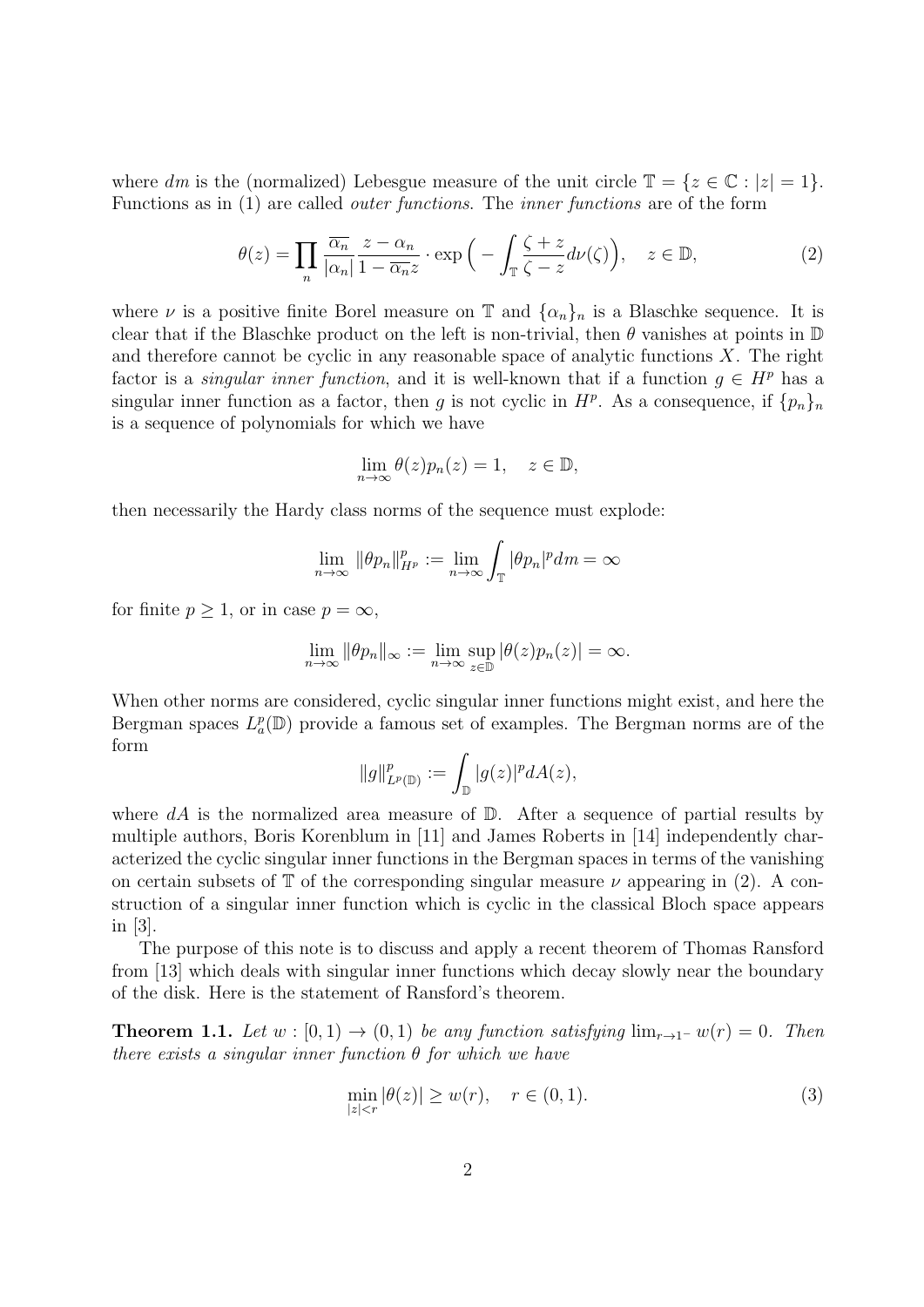where $dm$ is the (normalized) Lebesgue measure of the unit circle $\mathbb{T} = \{z \in \mathbb{C} : |z| = 1\}$. Functions as in (1) are called *outer functions*. The *inner functions* are of the form

$$\theta(z) = \prod_n \frac{\overline{\alpha_n}}{|\alpha_n|} \frac{z - \alpha_n}{1 - \overline{\alpha_n} z} \cdot \exp\Big( - \int_{\mathbb{T}} \frac{\zeta + z}{\zeta - z} d\nu(\zeta) \Big), \quad z \in \mathbb{D}, \tag{2}$$

where $\nu$ is a positive finite Borel measure on $\mathbb{T}$ and $\{\alpha_n\}_n$ is a Blaschke sequence. It is clear that if the Blaschke product on the left is non-trivial, then $\theta$ vanishes at points in $\mathbb{D}$ and therefore cannot be cyclic in any reasonable space of analytic functions $X$. The right factor is a *singular inner function*, and it is well-known that if a function $g \in H^p$ has a singular inner function as a factor, then $g$ is not cyclic in $H^p$. As a consequence, if $\{p_n\}_n$ is a sequence of polynomials for which we have

$$\lim_{n \to \infty} \theta(z) p_n(z) = 1, \quad z \in \mathbb{D},$$

then necessarily the Hardy class norms of the sequence must explode:

$$\lim_{n \to \infty} \|\theta p_n\|_{H^p}^p := \lim_{n \to \infty} \int_{\mathbb{T}} |\theta p_n|^p dm = \infty$$

for finite $p \geq 1$, or in case $p = \infty$,

$$\lim_{n \to \infty} \|\theta p_n\|_\infty := \lim_{n \to \infty} \sup_{z \in \mathbb{D}} |\theta(z) p_n(z)| = \infty.$$

When other norms are considered, cyclic singular inner functions might exist, and here the Bergman spaces $L^p_a(\mathbb{D})$ provide a famous set of examples. The Bergman norms are of the form

$$\|g\|^p_{L^p(\mathbb{D})} := \int_{\mathbb{D}} |g(z)|^p dA(z),$$

where $dA$ is the normalized area measure of $\mathbb{D}$. After a sequence of partial results by multiple authors, Boris Korenblum in [11] and James Roberts in [14] independently characterized the cyclic singular inner functions in the Bergman spaces in terms of the vanishing on certain subsets of $\mathbb{T}$ of the corresponding singular measure $\nu$ appearing in (2). A construction of a singular inner function which is cyclic in the classical Bloch space appears in [3].

The purpose of this note is to discuss and apply a recent theorem of Thomas Ransford from [13] which deals with singular inner functions which decay slowly near the boundary of the disk. Here is the statement of Ransford's theorem.

**Theorem 1.1.** *Let $w : [0, 1) \to (0, 1)$ be any function satisfying $\lim_{r \to 1^-} w(r) = 0$. Then there exists a singular inner function $\theta$ for which we have*

$$\min_{|z| < r} |\theta(z)| \geq w(r), \quad r \in (0, 1). \tag{3}$$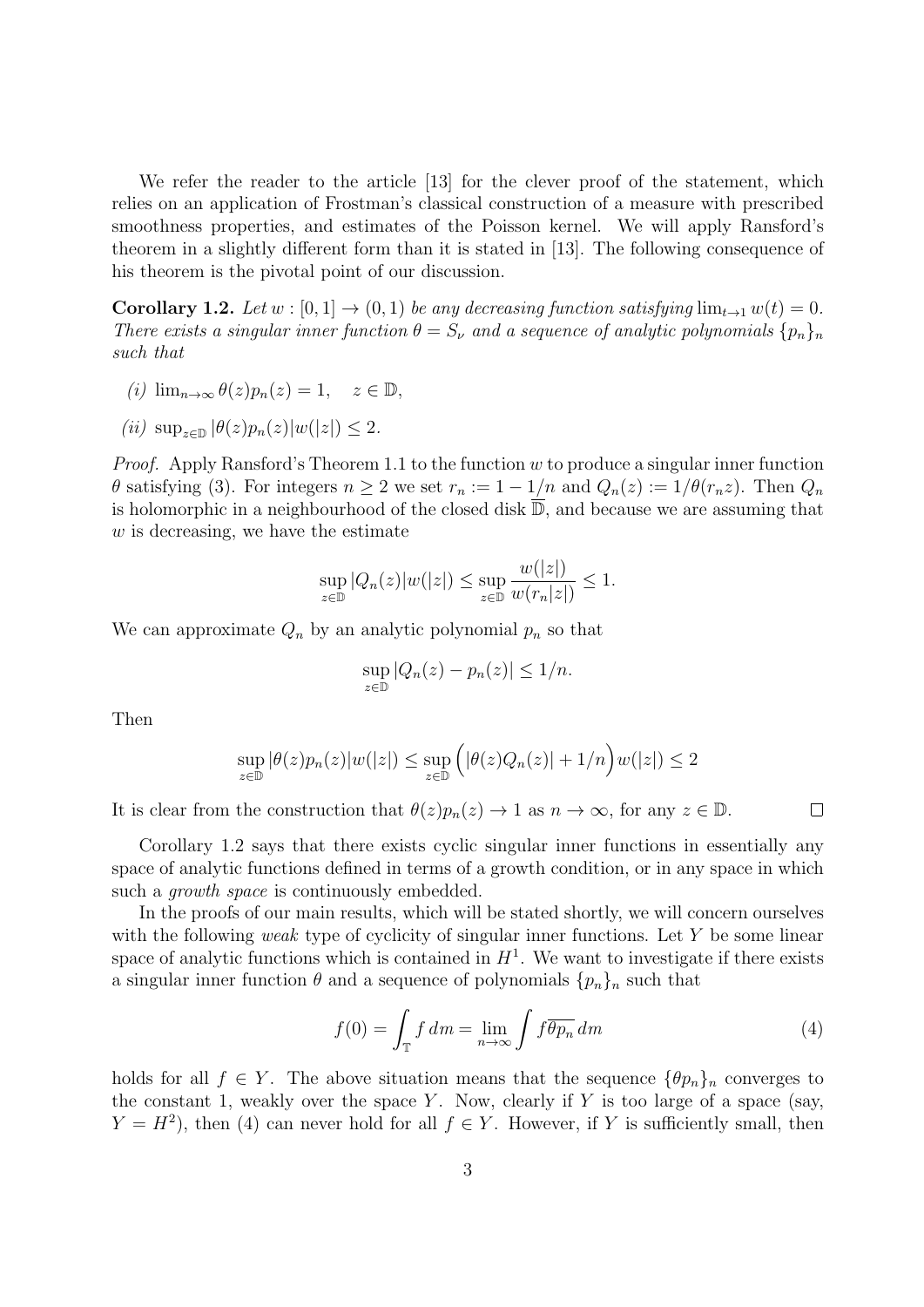We refer the reader to the article [13] for the clever proof of the statement, which relies on an application of Frostman's classical construction of a measure with prescribed smoothness properties, and estimates of the Poisson kernel. We will apply Ransford's theorem in a slightly different form than it is stated in [13]. The following consequence of his theorem is the pivotal point of our discussion.

**Corollary 1.2.** *Let $w : [0, 1] \to (0, 1)$ be any decreasing function satisfying $\lim_{t \to 1} w(t) = 0$. There exists a singular inner function $\theta = S_\nu$ and a sequence of analytic polynomials $\{p_n\}_n$ such that*

*(i)* $\lim_{n\to\infty} \theta(z)p_n(z) = 1, \quad z \in \mathbb{D},$

*(ii)* $\sup_{z \in \mathbb{D}} |\theta(z)p_n(z)|w(|z|) \leq 2.$

*Proof.* Apply Ransford's Theorem 1.1 to the function $w$ to produce a singular inner function $\theta$ satisfying (3). For integers $n \geq 2$ we set $r_n := 1 - 1/n$ and $Q_n(z) := 1/\theta(r_n z)$. Then $Q_n$ is holomorphic in a neighbourhood of the closed disk $\overline{\mathbb{D}}$, and because we are assuming that $w$ is decreasing, we have the estimate

$$\sup_{z \in \mathbb{D}} |Q_n(z)|w(|z|) \leq \sup_{z \in \mathbb{D}} \frac{w(|z|)}{w(r_n|z|)} \leq 1.$$

We can approximate $Q_n$ by an analytic polynomial $p_n$ so that

$$\sup_{z \in \mathbb{D}} |Q_n(z) - p_n(z)| \leq 1/n.$$

Then

$$\sup_{z \in \mathbb{D}} |\theta(z)p_n(z)|w(|z|) \leq \sup_{z \in \mathbb{D}} \Big(|\theta(z)Q_n(z)| + 1/n\Big) w(|z|) \leq 2$$

It is clear from the construction that $\theta(z)p_n(z) \to 1$ as $n \to \infty$, for any $z \in \mathbb{D}$. $\square$

Corollary 1.2 says that there exists cyclic singular inner functions in essentially any space of analytic functions defined in terms of a growth condition, or in any space in which such a *growth space* is continuously embedded.

In the proofs of our main results, which will be stated shortly, we will concern ourselves with the following *weak* type of cyclicity of singular inner functions. Let $Y$ be some linear space of analytic functions which is contained in $H^1$. We want to investigate if there exists a singular inner function $\theta$ and a sequence of polynomials $\{p_n\}_n$ such that

$$f(0) = \int_{\mathbb{T}} f \, dm = \lim_{n\to\infty} \int f \overline{\theta p_n} \, dm \tag{4}$$

holds for all $f \in Y$. The above situation means that the sequence $\{\theta p_n\}_n$ converges to the constant 1, weakly over the space $Y$. Now, clearly if $Y$ is too large of a space (say, $Y = H^2$), then (4) can never hold for all $f \in Y$. However, if $Y$ is sufficiently small, then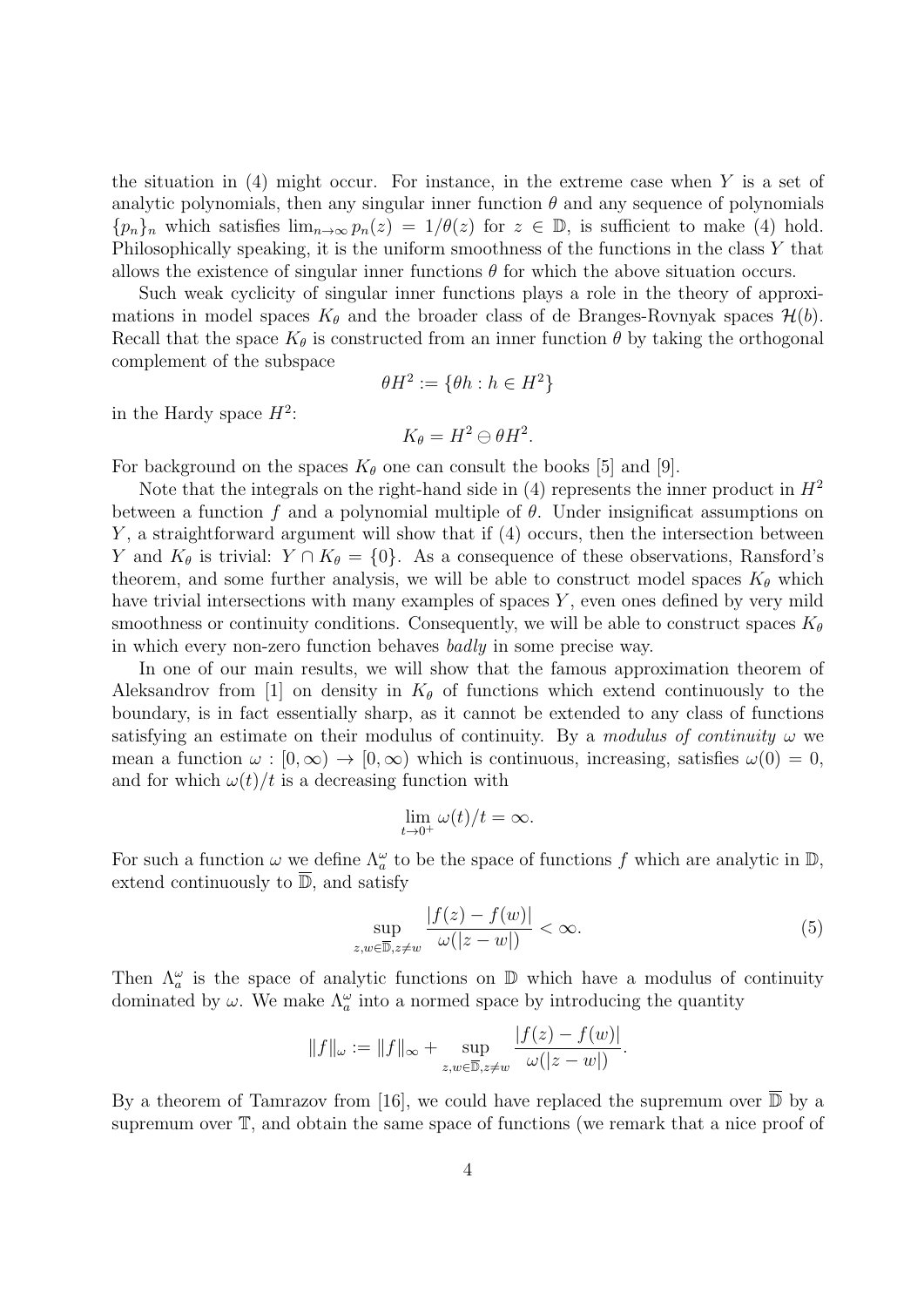the situation in (4) might occur. For instance, in the extreme case when $Y$ is a set of analytic polynomials, then any singular inner function $\theta$ and any sequence of polynomials $\{p_n\}_n$ which satisfies $\lim_{n\to\infty} p_n(z) = 1/\theta(z)$ for $z \in \mathbb{D}$, is sufficient to make (4) hold. Philosophically speaking, it is the uniform smoothness of the functions in the class $Y$ that allows the existence of singular inner functions $\theta$ for which the above situation occurs.

Such weak cyclicity of singular inner functions plays a role in the theory of approximations in model spaces $K_\theta$ and the broader class of de Branges-Rovnyak spaces $\mathcal{H}(b)$. Recall that the space $K_\theta$ is constructed from an inner function $\theta$ by taking the orthogonal complement of the subspace

$$\theta H^2 := \{\theta h : h \in H^2\}$$

in the Hardy space $H^2$:

$$K_\theta = H^2 \ominus \theta H^2.$$

For background on the spaces $K_\theta$ one can consult the books [5] and [9].

Note that the integrals on the right-hand side in (4) represents the inner product in $H^2$ between a function $f$ and a polynomial multiple of $\theta$. Under insignificat assumptions on $Y$, a straightforward argument will show that if (4) occurs, then the intersection between $Y$ and $K_\theta$ is trivial: $Y \cap K_\theta = \{0\}$. As a consequence of these observations, Ransford's theorem, and some further analysis, we will be able to construct model spaces $K_\theta$ which have trivial intersections with many examples of spaces $Y$, even ones defined by very mild smoothness or continuity conditions. Consequently, we will be able to construct spaces $K_\theta$ in which every non-zero function behaves *badly* in some precise way.

In one of our main results, we will show that the famous approximation theorem of Aleksandrov from [1] on density in $K_\theta$ of functions which extend continuously to the boundary, is in fact essentially sharp, as it cannot be extended to any class of functions satisfying an estimate on their modulus of continuity. By a *modulus of continuity* $\omega$ we mean a function $\omega : [0, \infty) \to [0, \infty)$ which is continuous, increasing, satisfies $\omega(0) = 0$, and for which $\omega(t)/t$ is a decreasing function with

$$\lim_{t\to 0^+} \omega(t)/t = \infty.$$

For such a function $\omega$ we define $\Lambda^\omega_a$ to be the space of functions $f$ which are analytic in $\mathbb{D}$, extend continuously to $\overline{\mathbb{D}}$, and satisfy

$$\sup_{z,w\in\overline{\mathbb{D}}, z\neq w} \frac{|f(z) - f(w)|}{\omega(|z - w|)} < \infty. \tag{5}$$

Then $\Lambda^\omega_a$ is the space of analytic functions on $\mathbb{D}$ which have a modulus of continuity dominated by $\omega$. We make $\Lambda^\omega_a$ into a normed space by introducing the quantity

$$\|f\|_\omega := \|f\|_\infty + \sup_{z,w\in\overline{\mathbb{D}}, z\neq w} \frac{|f(z) - f(w)|}{\omega(|z - w|)}.$$

By a theorem of Tamrazov from [16], we could have replaced the supremum over $\overline{\mathbb{D}}$ by a supremum over $\mathbb{T}$, and obtain the same space of functions (we remark that a nice proof of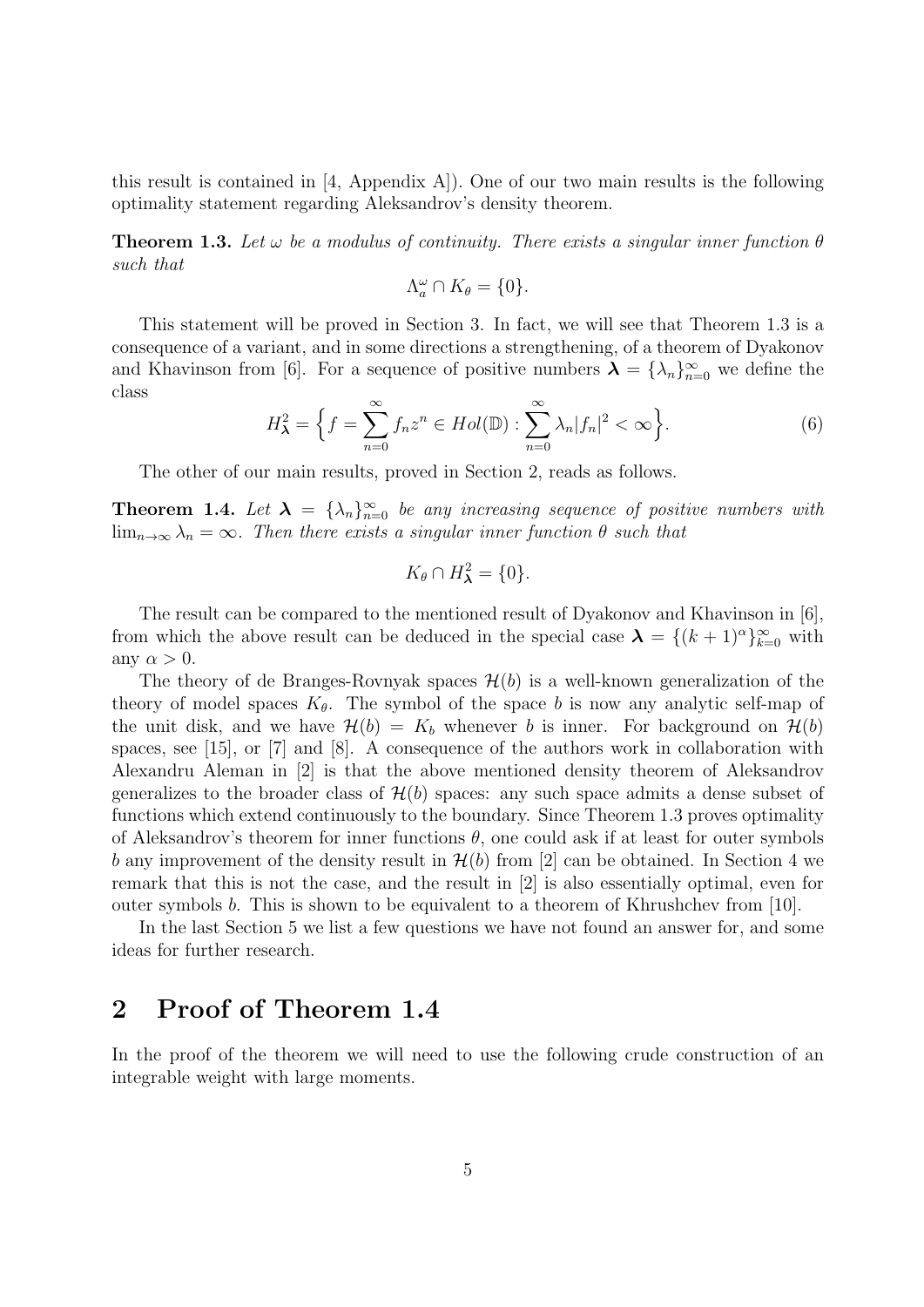this result is contained in [4, Appendix A]). One of our two main results is the following optimality statement regarding Aleksandrov's density theorem.

**Theorem 1.3.** *Let $\omega$ be a modulus of continuity. There exists a singular inner function $\theta$ such that*

$$\Lambda_a^\omega \cap K_\theta = \{0\}.$$

This statement will be proved in Section 3. In fact, we will see that Theorem 1.3 is a consequence of a variant, and in some directions a strengthening, of a theorem of Dyakonov and Khavinson from [6]. For a sequence of positive numbers $\boldsymbol{\lambda} = \{\lambda_n\}_{n=0}^\infty$ we define the class

$$H^2_{\boldsymbol{\lambda}} = \Big\{ f = \sum_{n=0}^\infty f_n z^n \in Hol(\mathbb{D}) : \sum_{n=0}^\infty \lambda_n |f_n|^2 < \infty \Big\}. \tag{6}$$

The other of our main results, proved in Section 2, reads as follows.

**Theorem 1.4.** *Let $\boldsymbol{\lambda} = \{\lambda_n\}_{n=0}^\infty$ be any increasing sequence of positive numbers with $\lim_{n\to\infty} \lambda_n = \infty$. Then there exists a singular inner function $\theta$ such that*

$$K_\theta \cap H^2_{\boldsymbol{\lambda}} = \{0\}.$$

The result can be compared to the mentioned result of Dyakonov and Khavinson in [6], from which the above result can be deduced in the special case $\boldsymbol{\lambda} = \{(k+1)^\alpha\}_{k=0}^\infty$ with any $\alpha > 0$.

The theory of de Branges-Rovnyak spaces $\mathcal{H}(b)$ is a well-known generalization of the theory of model spaces $K_\theta$. The symbol of the space $b$ is now any analytic self-map of the unit disk, and we have $\mathcal{H}(b) = K_b$ whenever $b$ is inner. For background on $\mathcal{H}(b)$ spaces, see [15], or [7] and [8]. A consequence of the authors work in collaboration with Alexandru Aleman in [2] is that the above mentioned density theorem of Aleksandrov generalizes to the broader class of $\mathcal{H}(b)$ spaces: any such space admits a dense subset of functions which extend continuously to the boundary. Since Theorem 1.3 proves optimality of Aleksandrov's theorem for inner functions $\theta$, one could ask if at least for outer symbols $b$ any improvement of the density result in $\mathcal{H}(b)$ from [2] can be obtained. In Section 4 we remark that this is not the case, and the result in [2] is also essentially optimal, even for outer symbols $b$. This is shown to be equivalent to a theorem of Khrushchev from [10].

In the last Section 5 we list a few questions we have not found an answer for, and some ideas for further research.

## 2 Proof of Theorem 1.4

In the proof of the theorem we will need to use the following crude construction of an integrable weight with large moments.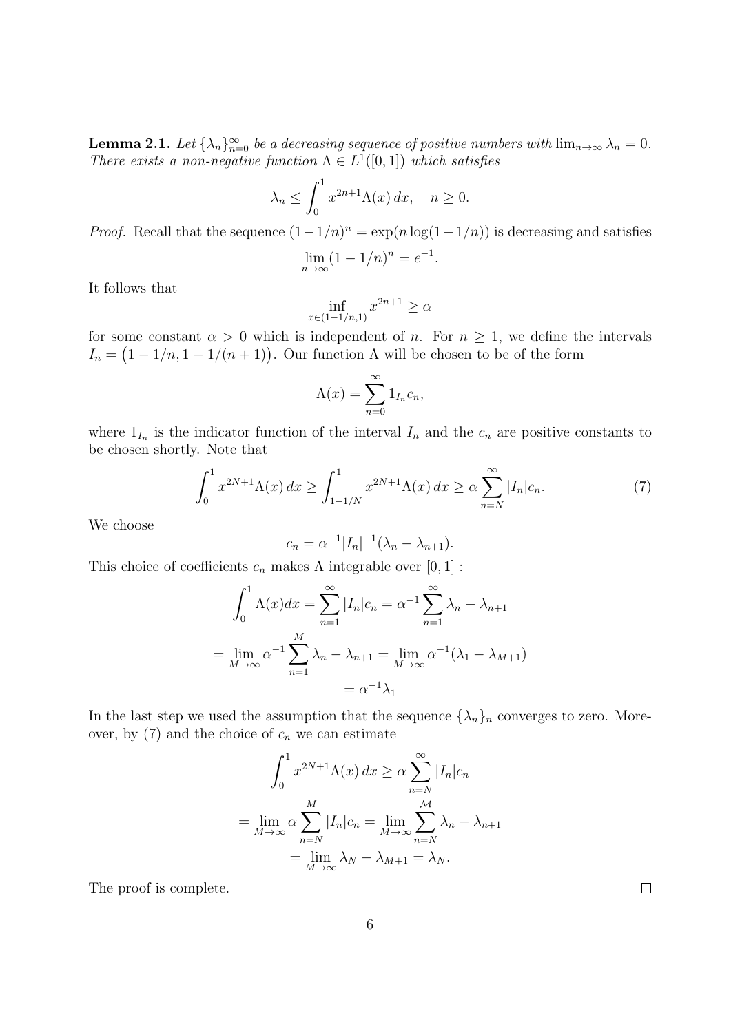**Lemma 2.1.** *Let $\{\lambda_n\}_{n=0}^{\infty}$ be a decreasing sequence of positive numbers with $\lim_{n\to\infty} \lambda_n = 0$. There exists a non-negative function $\Lambda \in L^1([0,1])$ which satisfies*

$$\lambda_n \leq \int_0^1 x^{2n+1}\Lambda(x)\, dx, \quad n \geq 0.$$

*Proof.* Recall that the sequence $(1-1/n)^n = \exp(n\log(1-1/n))$ is decreasing and satisfies

$$\lim_{n\to\infty}(1-1/n)^n = e^{-1}.$$

It follows that

$$\inf_{x\in(1-1/n,1)} x^{2n+1} \geq \alpha$$

for some constant $\alpha > 0$ which is independent of $n$. For $n \geq 1$, we define the intervals $I_n = \big(1-1/n, 1-1/(n+1)\big)$. Our function $\Lambda$ will be chosen to be of the form

$$\Lambda(x) = \sum_{n=0}^{\infty} 1_{I_n} c_n,$$

where $1_{I_n}$ is the indicator function of the interval $I_n$ and the $c_n$ are positive constants to be chosen shortly. Note that

$$\int_0^1 x^{2N+1}\Lambda(x)\, dx \geq \int_{1-1/N}^1 x^{2N+1}\Lambda(x)\, dx \geq \alpha \sum_{n=N}^{\infty} |I_n| c_n. \tag{7}$$

We choose

$$c_n = \alpha^{-1}|I_n|^{-1}(\lambda_n - \lambda_{n+1}).$$

This choice of coefficients $c_n$ makes $\Lambda$ integrable over $[0,1]$ :

$$\int_0^1 \Lambda(x)dx = \sum_{n=1}^{\infty} |I_n|c_n = \alpha^{-1}\sum_{n=1}^{\infty} \lambda_n - \lambda_{n+1}$$

$$= \lim_{M\to\infty} \alpha^{-1}\sum_{n=1}^{M} \lambda_n - \lambda_{n+1} = \lim_{M\to\infty} \alpha^{-1}(\lambda_1 - \lambda_{M+1})$$

$$= \alpha^{-1}\lambda_1$$

In the last step we used the assumption that the sequence $\{\lambda_n\}_n$ converges to zero. Moreover, by (7) and the choice of $c_n$ we can estimate

$$\int_0^1 x^{2N+1}\Lambda(x)\, dx \geq \alpha \sum_{n=N}^{\infty} |I_n| c_n$$

$$= \lim_{M\to\infty} \alpha \sum_{n=N}^{M} |I_n|c_n = \lim_{M\to\infty} \sum_{n=N}^{\mathcal{M}} \lambda_n - \lambda_{n+1}$$

$$= \lim_{M\to\infty} \lambda_N - \lambda_{M+1} = \lambda_N.$$

The proof is complete. $\square$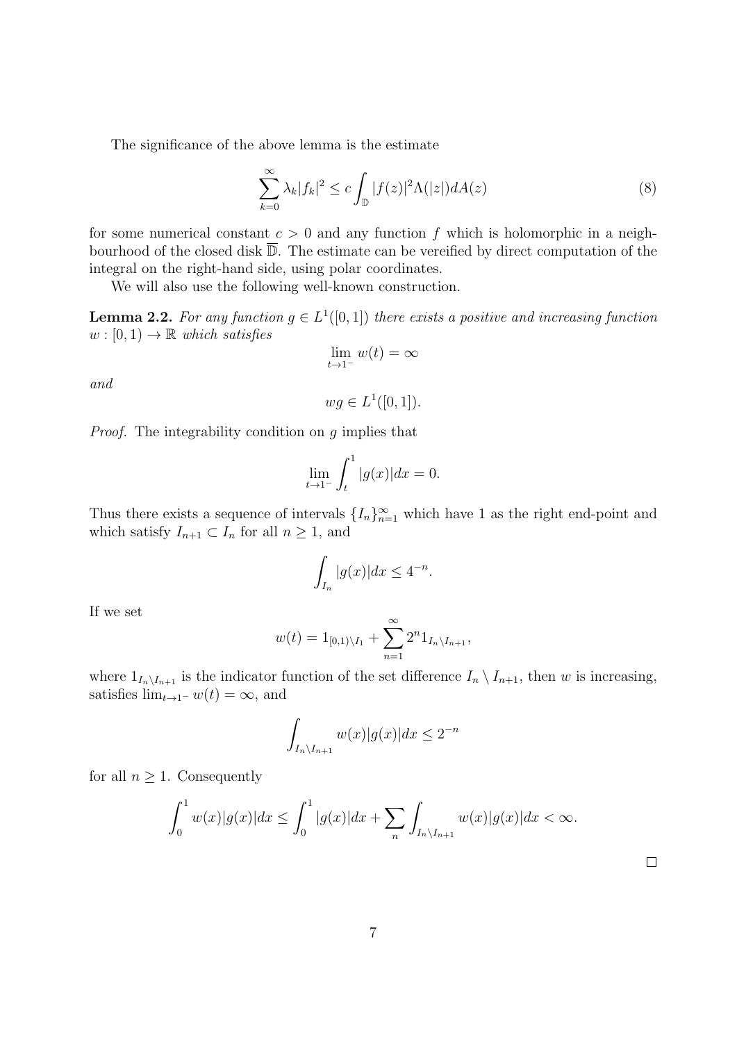The significance of the above lemma is the estimate

$$\sum_{k=0}^{\infty} \lambda_k |f_k|^2 \leq c \int_{\mathbb{D}} |f(z)|^2 \Lambda(|z|) dA(z) \tag{8}$$

for some numerical constant $c > 0$ and any function $f$ which is holomorphic in a neighbourhood of the closed disk $\overline{\mathbb{D}}$. The estimate can be vereified by direct computation of the integral on the right-hand side, using polar coordinates.

We will also use the following well-known construction.

**Lemma 2.2.** *For any function $g \in L^1([0,1])$ there exists a positive and increasing function $w : [0,1) \to \mathbb{R}$ which satisfies*

$$\lim_{t \to 1^-} w(t) = \infty$$

*and*

$$wg \in L^1([0,1]).$$

*Proof.* The integrability condition on $g$ implies that

$$\lim_{t \to 1^-} \int_t^1 |g(x)| dx = 0.$$

Thus there exists a sequence of intervals $\{I_n\}_{n=1}^{\infty}$ which have 1 as the right end-point and which satisfy $I_{n+1} \subset I_n$ for all $n \geq 1$, and

$$\int_{I_n} |g(x)| dx \leq 4^{-n}.$$

If we set

$$w(t) = 1_{[0,1) \setminus I_1} + \sum_{n=1}^{\infty} 2^n 1_{I_n \setminus I_{n+1}},$$

where $1_{I_n \setminus I_{n+1}}$ is the indicator function of the set difference $I_n \setminus I_{n+1}$, then $w$ is increasing, satisfies $\lim_{t \to 1^-} w(t) = \infty$, and

$$\int_{I_n \setminus I_{n+1}} w(x)|g(x)| dx \leq 2^{-n}$$

for all $n \geq 1$. Consequently

$$\int_0^1 w(x)|g(x)| dx \leq \int_0^1 |g(x)| dx + \sum_n \int_{I_n \setminus I_{n+1}} w(x)|g(x)| dx < \infty.$$

□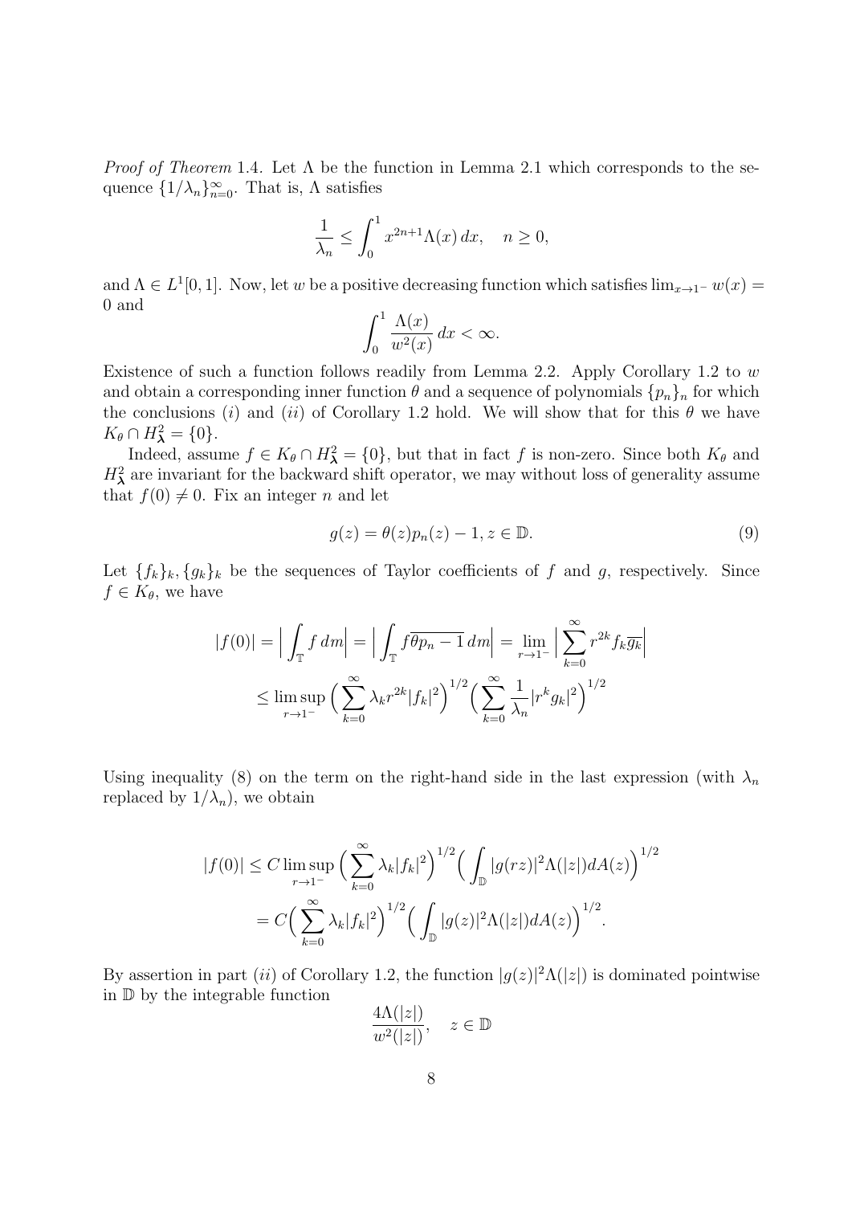*Proof of Theorem* 1.4. Let $\Lambda$ be the function in Lemma 2.1 which corresponds to the sequence $\{1/\lambda_n\}_{n=0}^{\infty}$. That is, $\Lambda$ satisfies

$$\frac{1}{\lambda_n} \leq \int_0^1 x^{2n+1} \Lambda(x) \, dx, \quad n \geq 0,$$

and $\Lambda \in L^1[0,1]$. Now, let $w$ be a positive decreasing function which satisfies $\lim_{x \to 1^-} w(x) = 0$ and

$$\int_0^1 \frac{\Lambda(x)}{w^2(x)} \, dx < \infty.$$

Existence of such a function follows readily from Lemma 2.2. Apply Corollary 1.2 to $w$ and obtain a corresponding inner function $\theta$ and a sequence of polynomials $\{p_n\}_n$ for which the conclusions $(i)$ and $(ii)$ of Corollary 1.2 hold. We will show that for this $\theta$ we have $K_\theta \cap H^2_{\boldsymbol{\lambda}} = \{0\}$.

Indeed, assume $f \in K_\theta \cap H^2_{\boldsymbol{\lambda}} = \{0\}$, but that in fact $f$ is non-zero. Since both $K_\theta$ and $H^2_{\boldsymbol{\lambda}}$ are invariant for the backward shift operator, we may without loss of generality assume that $f(0) \neq 0$. Fix an integer $n$ and let

$$g(z) = \theta(z) p_n(z) - 1, z \in \mathbb{D}. \tag{9}$$

Let $\{f_k\}_k, \{g_k\}_k$ be the sequences of Taylor coefficients of $f$ and $g$, respectively. Since $f \in K_\theta$, we have

$$\begin{aligned}
|f(0)| = \Big| \int_{\mathbb{T}} f \, dm \Big| = \Big| \int_{\mathbb{T}} f \overline{\theta p_n - 1} \, dm \Big| = \lim_{r \to 1^-} \Big| \sum_{k=0}^{\infty} r^{2k} f_k \overline{g_k} \Big| \\
\leq \limsup_{r \to 1^-} \Big( \sum_{k=0}^{\infty} \lambda_k r^{2k} |f_k|^2 \Big)^{1/2} \Big( \sum_{k=0}^{\infty} \frac{1}{\lambda_n} |r^k g_k|^2 \Big)^{1/2}
\end{aligned}$$

Using inequality (8) on the term on the right-hand side in the last expression (with $\lambda_n$ replaced by $1/\lambda_n$), we obtain

$$\begin{aligned}
|f(0)| &\leq C \limsup_{r \to 1^-} \Big( \sum_{k=0}^{\infty} \lambda_k |f_k|^2 \Big)^{1/2} \Big( \int_{\mathbb{D}} |g(rz)|^2 \Lambda(|z|) dA(z) \Big)^{1/2} \\
&= C \Big( \sum_{k=0}^{\infty} \lambda_k |f_k|^2 \Big)^{1/2} \Big( \int_{\mathbb{D}} |g(z)|^2 \Lambda(|z|) dA(z) \Big)^{1/2}.
\end{aligned}$$

By assertion in part $(ii)$ of Corollary 1.2, the function $|g(z)|^2 \Lambda(|z|)$ is dominated pointwise in $\mathbb{D}$ by the integrable function

$$\frac{4\Lambda(|z|)}{w^2(|z|)}, \quad z \in \mathbb{D}$$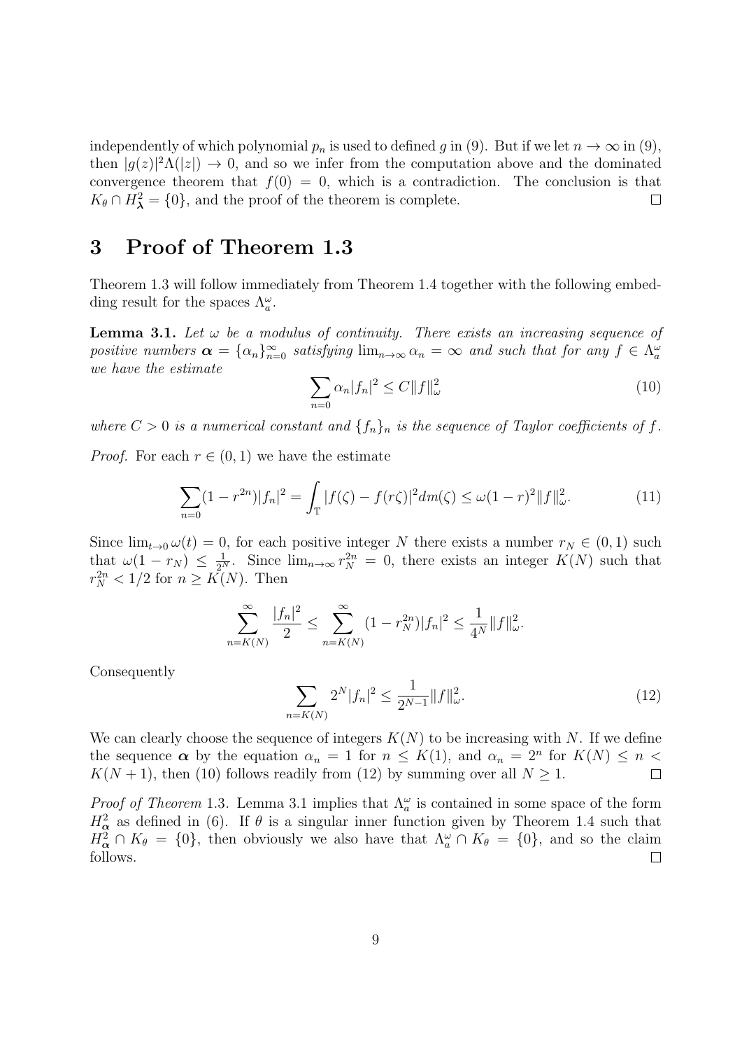independently of which polynomial $p_n$ is used to defined $g$ in (9). But if we let $n \to \infty$ in (9), then $|g(z)|^2\Lambda(|z|) \to 0$, and so we infer from the computation above and the dominated convergence theorem that $f(0) = 0$, which is a contradiction. The conclusion is that $K_\theta \cap H^2_{\boldsymbol{\lambda}} = \{0\}$, and the proof of the theorem is complete. $\square$

## 3 Proof of Theorem 1.3

Theorem 1.3 will follow immediately from Theorem 1.4 together with the following embedding result for the spaces $\Lambda^\omega_a$.

**Lemma 3.1.** *Let $\omega$ be a modulus of continuity. There exists an increasing sequence of positive numbers $\boldsymbol{\alpha} = \{\alpha_n\}_{n=0}^\infty$ satisfying $\lim_{n\to\infty} \alpha_n = \infty$ and such that for any $f \in \Lambda^\omega_a$ we have the estimate*

$$\sum_{n=0} \alpha_n |f_n|^2 \leq C\|f\|^2_\omega \tag{10}$$

*where $C > 0$ is a numerical constant and $\{f_n\}_n$ is the sequence of Taylor coefficients of $f$.*

*Proof.* For each $r \in (0, 1)$ we have the estimate

$$\sum_{n=0} (1 - r^{2n})|f_n|^2 = \int_{\mathbb{T}} |f(\zeta) - f(r\zeta)|^2 dm(\zeta) \leq \omega(1 - r)^2\|f\|^2_\omega. \tag{11}$$

Since $\lim_{t\to 0} \omega(t) = 0$, for each positive integer $N$ there exists a number $r_N \in (0, 1)$ such that $\omega(1 - r_N) \leq \frac{1}{2^N}$. Since $\lim_{n\to\infty} r_N^{2n} = 0$, there exists an integer $K(N)$ such that $r_N^{2n} < 1/2$ for $n \geq K(N)$. Then

$$\sum_{n=K(N)}^{\infty} \frac{|f_n|^2}{2} \leq \sum_{n=K(N)}^{\infty} (1 - r_N^{2n})|f_n|^2 \leq \frac{1}{4^N}\|f\|^2_\omega.$$

Consequently

$$\sum_{n=K(N)} 2^N |f_n|^2 \leq \frac{1}{2^{N-1}}\|f\|^2_\omega. \tag{12}$$

We can clearly choose the sequence of integers $K(N)$ to be increasing with $N$. If we define the sequence $\boldsymbol{\alpha}$ by the equation $\alpha_n = 1$ for $n \leq K(1)$, and $\alpha_n = 2^n$ for $K(N) \leq n < K(N + 1)$, then (10) follows readily from (12) by summing over all $N \geq 1$. $\square$

*Proof of Theorem* 1.3. Lemma 3.1 implies that $\Lambda^\omega_a$ is contained in some space of the form $H^2_{\boldsymbol{\alpha}}$ as defined in (6). If $\theta$ is a singular inner function given by Theorem 1.4 such that $H^2_{\boldsymbol{\alpha}} \cap K_\theta = \{0\}$, then obviously we also have that $\Lambda^\omega_a \cap K_\theta = \{0\}$, and so the claim follows. $\square$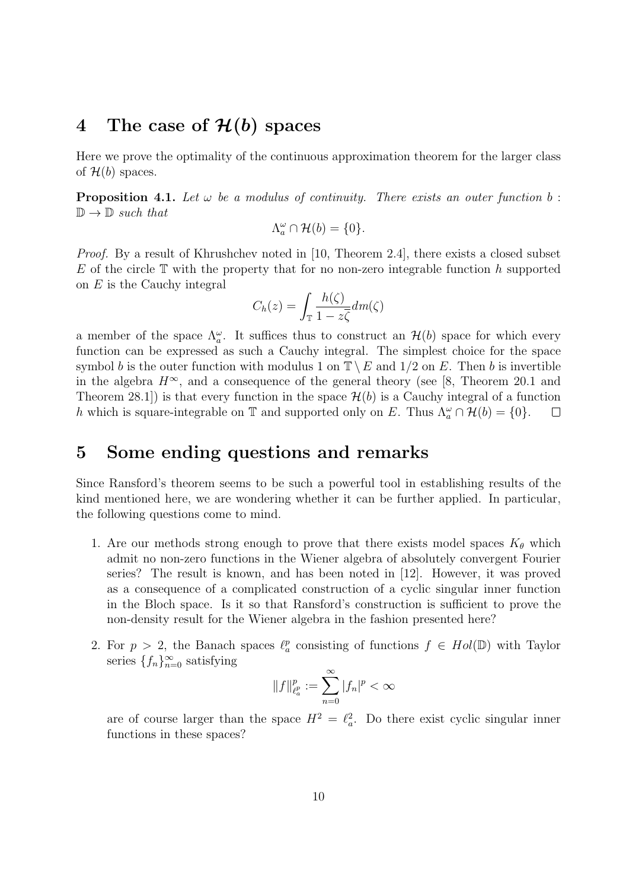## 4 The case of $\mathcal{H}(b)$ spaces

Here we prove the optimality of the continuous approximation theorem for the larger class of $\mathcal{H}(b)$ spaces.

**Proposition 4.1.** *Let $\omega$ be a modulus of continuity. There exists an outer function $b : \mathbb{D} \to \mathbb{D}$ such that*

$$\Lambda_a^\omega \cap \mathcal{H}(b) = \{0\}.$$

*Proof.* By a result of Khrushchev noted in [10, Theorem 2.4], there exists a closed subset $E$ of the circle $\mathbb{T}$ with the property that for no non-zero integrable function $h$ supported on $E$ is the Cauchy integral

$$C_h(z) = \int_{\mathbb{T}} \frac{h(\zeta)}{1 - z\overline{\zeta}} dm(\zeta)$$

a member of the space $\Lambda_a^\omega$. It suffices thus to construct an $\mathcal{H}(b)$ space for which every function can be expressed as such a Cauchy integral. The simplest choice for the space symbol $b$ is the outer function with modulus 1 on $\mathbb{T} \setminus E$ and $1/2$ on $E$. Then $b$ is invertible in the algebra $H^\infty$, and a consequence of the general theory (see [8, Theorem 20.1 and Theorem 28.1]) is that every function in the space $\mathcal{H}(b)$ is a Cauchy integral of a function $h$ which is square-integrable on $\mathbb{T}$ and supported only on $E$. Thus $\Lambda_a^\omega \cap \mathcal{H}(b) = \{0\}$. □

## 5 Some ending questions and remarks

Since Ransford's theorem seems to be such a powerful tool in establishing results of the kind mentioned here, we are wondering whether it can be further applied. In particular, the following questions come to mind.

1. Are our methods strong enough to prove that there exists model spaces $K_\theta$ which admit no non-zero functions in the Wiener algebra of absolutely convergent Fourier series? The result is known, and has been noted in [12]. However, it was proved as a consequence of a complicated construction of a cyclic singular inner function in the Bloch space. Is it so that Ransford's construction is sufficient to prove the non-density result for the Wiener algebra in the fashion presented here?

2. For $p > 2$, the Banach spaces $\ell_a^p$ consisting of functions $f \in Hol(\mathbb{D})$ with Taylor series $\{f_n\}_{n=0}^\infty$ satisfying

$$\|f\|_{\ell_a^p}^p := \sum_{n=0}^\infty |f_n|^p < \infty$$

are of course larger than the space $H^2 = \ell_a^2$. Do there exist cyclic singular inner functions in these spaces?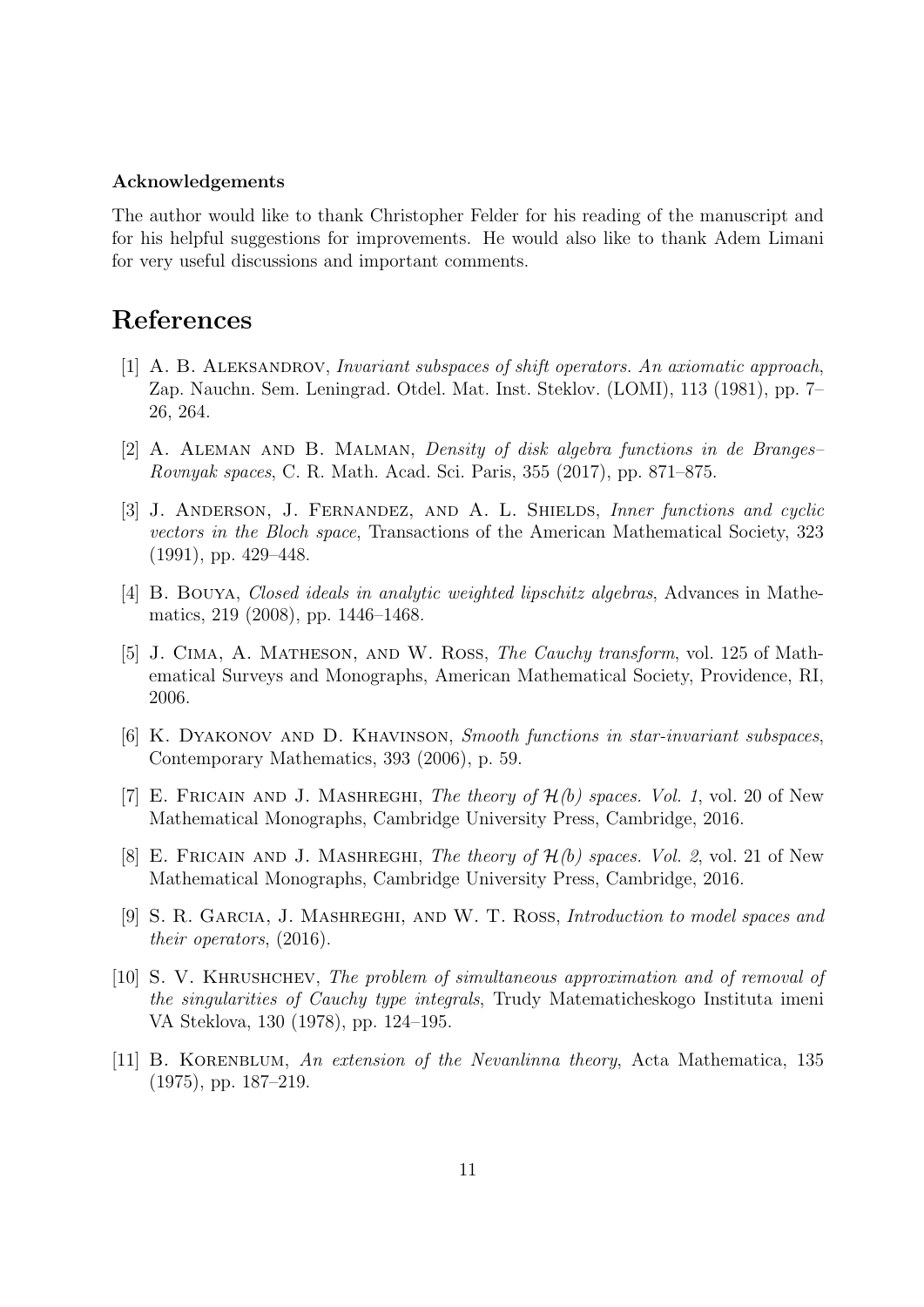**Acknowledgements**

The author would like to thank Christopher Felder for his reading of the manuscript and for his helpful suggestions for improvements. He would also like to thank Adem Limani for very useful discussions and important comments.

# References

[1] A. B. Aleksandrov, *Invariant subspaces of shift operators. An axiomatic approach*, Zap. Nauchn. Sem. Leningrad. Otdel. Mat. Inst. Steklov. (LOMI), 113 (1981), pp. 7–26, 264.

[2] A. Aleman and B. Malman, *Density of disk algebra functions in de Branges–Rovnyak spaces*, C. R. Math. Acad. Sci. Paris, 355 (2017), pp. 871–875.

[3] J. Anderson, J. Fernandez, and A. L. Shields, *Inner functions and cyclic vectors in the Bloch space*, Transactions of the American Mathematical Society, 323 (1991), pp. 429–448.

[4] B. Bouya, *Closed ideals in analytic weighted lipschitz algebras*, Advances in Mathematics, 219 (2008), pp. 1446–1468.

[5] J. Cima, A. Matheson, and W. Ross, *The Cauchy transform*, vol. 125 of Mathematical Surveys and Monographs, American Mathematical Society, Providence, RI, 2006.

[6] K. Dyakonov and D. Khavinson, *Smooth functions in star-invariant subspaces*, Contemporary Mathematics, 393 (2006), p. 59.

[7] E. Fricain and J. Mashreghi, *The theory of $\mathcal{H}(b)$ spaces. Vol. 1*, vol. 20 of New Mathematical Monographs, Cambridge University Press, Cambridge, 2016.

[8] E. Fricain and J. Mashreghi, *The theory of $\mathcal{H}(b)$ spaces. Vol. 2*, vol. 21 of New Mathematical Monographs, Cambridge University Press, Cambridge, 2016.

[9] S. R. Garcia, J. Mashreghi, and W. T. Ross, *Introduction to model spaces and their operators*, (2016).

[10] S. V. Khrushchev, *The problem of simultaneous approximation and of removal of the singularities of Cauchy type integrals*, Trudy Matematicheskogo Instituta imeni VA Steklova, 130 (1978), pp. 124–195.

[11] B. Korenblum, *An extension of the Nevanlinna theory*, Acta Mathematica, 135 (1975), pp. 187–219.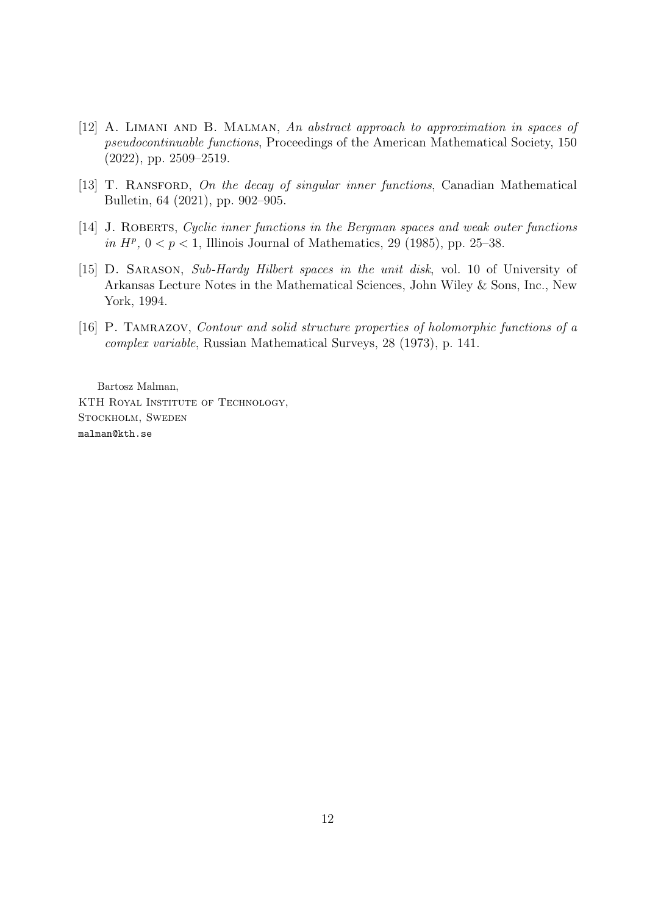[12] A. Limani and B. Malman, *An abstract approach to approximation in spaces of pseudocontinuable functions*, Proceedings of the American Mathematical Society, 150 (2022), pp. 2509–2519.

[13] T. Ransford, *On the decay of singular inner functions*, Canadian Mathematical Bulletin, 64 (2021), pp. 902–905.

[14] J. Roberts, *Cyclic inner functions in the Bergman spaces and weak outer functions in $H^p$, $0 < p < 1$*, Illinois Journal of Mathematics, 29 (1985), pp. 25–38.

[15] D. Sarason, *Sub-Hardy Hilbert spaces in the unit disk*, vol. 10 of University of Arkansas Lecture Notes in the Mathematical Sciences, John Wiley & Sons, Inc., New York, 1994.

[16] P. Tamrazov, *Contour and solid structure properties of holomorphic functions of a complex variable*, Russian Mathematical Surveys, 28 (1973), p. 141.

Bartosz Malman,
KTH Royal Institute of Technology,
Stockholm, Sweden
malman@kth.se